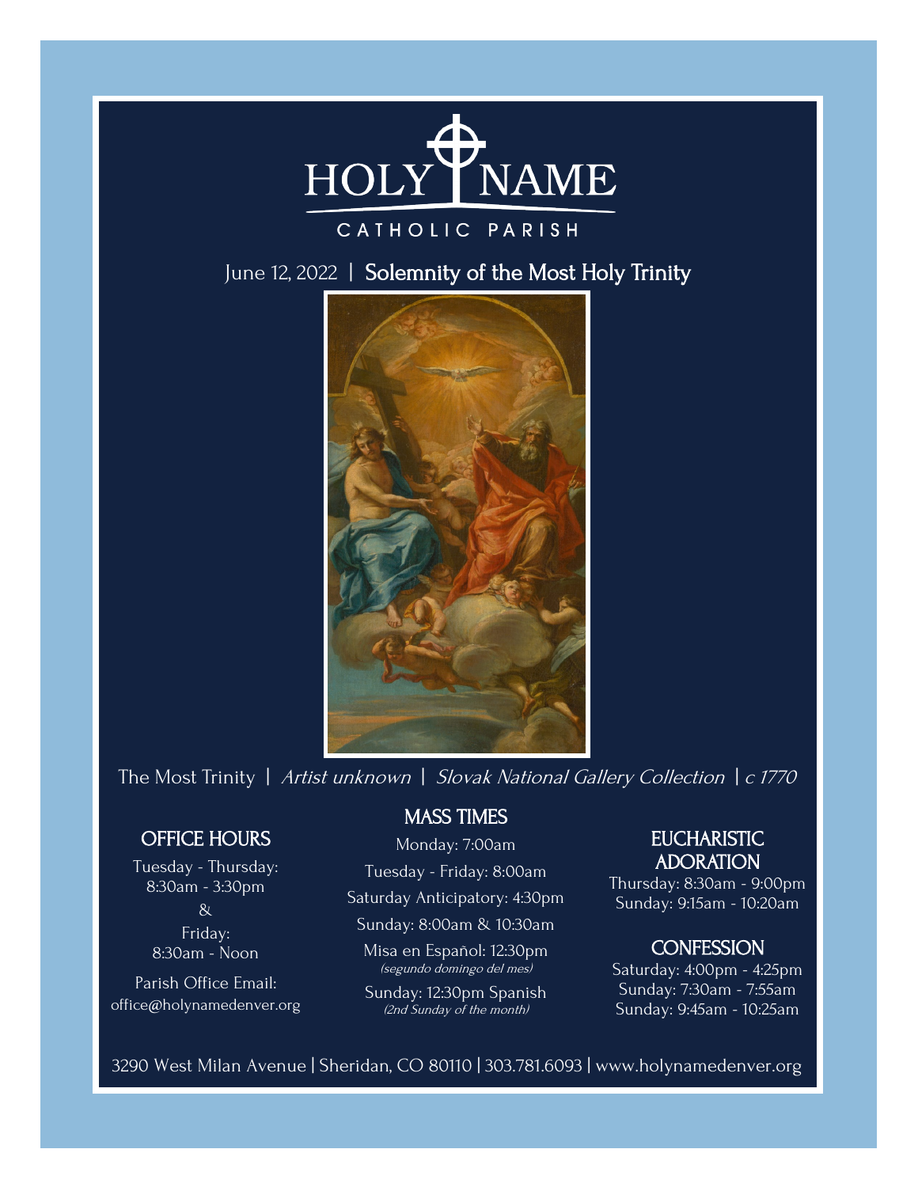# HOLY NAME

CATHOLIC PARISH

June 12, 2022 | **Solemnity of the Most Holy Trinity**

The Most Trinity | *Artist unknown* | *Slovak National Gallery Collection* | *c 1770*

## OFFICE HOURS

Tuesday - Thursday:
8:30am - 3:30pm

&

Friday:
8:30am - Noon

Parish Office Email:
office@holynamedenver.org

## MASS TIMES

Monday: 7:00am

Tuesday - Friday: 8:00am

Saturday Anticipatory: 4:30pm

Sunday: 8:00am & 10:30am

Misa en Español: 12:30pm
*(segundo domingo del mes)*

Sunday: 12:30pm Spanish
*(2nd Sunday of the month)*

## EUCHARISTIC ADORATION

Thursday: 8:30am - 9:00pm
Sunday: 9:15am - 10:20am

## CONFESSION

Saturday: 4:00pm - 4:25pm
Sunday: 7:30am - 7:55am
Sunday: 9:45am - 10:25am

3290 West Milan Avenue | Sheridan, CO 80110 | 303.781.6093 | www.holynamedenver.org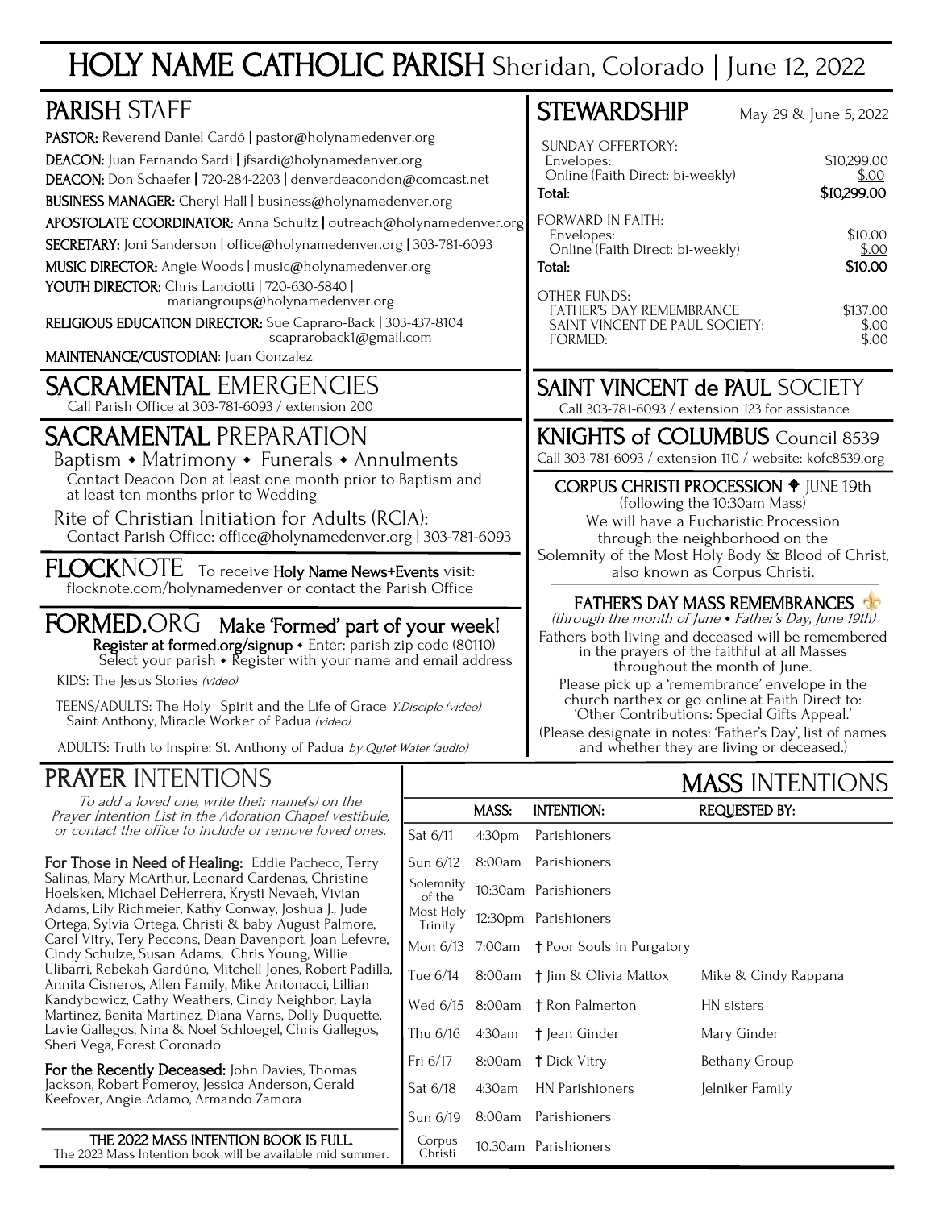# HOLY NAME CATHOLIC PARISH Sheridan, Colorado | June 12, 2022

## PARISH STAFF

**PASTOR:** Reverend Daniel Cardó | pastor@holynamedenver.org

**DEACON:** Juan Fernando Sardi | jfsardi@holynamedenver.org

**DEACON:** Don Schaefer | 720-284-2203 | denverdeacondon@comcast.net

**BUSINESS MANAGER:** Cheryl Hall | business@holynamedenver.org

**APOSTOLATE COORDINATOR:** Anna Schultz | outreach@holynamedenver.org

**SECRETARY:** Joni Sanderson | office@holynamedenver.org | 303-781-6093

**MUSIC DIRECTOR:** Angie Woods | music@holynamedenver.org

**YOUTH DIRECTOR:** Chris Lanciotti | 720-630-5840 | mariangroups@holynamedenver.org

**RELIGIOUS EDUCATION DIRECTOR:** Sue Capraro-Back | 303-437-8104 scapraroback1@gmail.com

**MAINTENANCE/CUSTODIAN:** Juan Gonzalez

## SACRAMENTAL EMERGENCIES

Call Parish Office at 303-781-6093 / extension 200

## SACRAMENTAL PREPARATION

Baptism • Matrimony • Funerals • Annulments

Contact Deacon Don at least one month prior to Baptism and at least ten months prior to Wedding

Rite of Christian Initiation for Adults (RCIA):

Contact Parish Office: office@holynamedenver.org | 303-781-6093

## FLOCKNOTE

To receive **Holy Name News+Events** visit: flocknote.com/holynamedenver or contact the Parish Office

## FORMED.ORG **Make 'Formed' part of your week!**

**Register at formed.org/signup** • Enter: parish zip code (80110)
Select your parish • Register with your name and email address

KIDS: The Jesus Stories *(video)*

TEENS/ADULTS: The Holy Spirit and the Life of Grace *Y.Disciple (video)*
Saint Anthony, Miracle Worker of Padua *(video)*

ADULTS: Truth to Inspire: St. Anthony of Padua *by Quiet Water (audio)*

## STEWARDSHIP

May 29 & June 5, 2022

| | |
|---|---|
| SUNDAY OFFERTORY: | |
| Envelopes: | $10,299.00 |
| Online (Faith Direct: bi-weekly) | $.00 |
| **Total:** | **$10,299.00** |
| FORWARD IN FAITH: | |
| Envelopes: | $10.00 |
| Online (Faith Direct: bi-weekly) | $.00 |
| **Total:** | **$10.00** |
| OTHER FUNDS: | |
| FATHER'S DAY REMEMBRANCE | $137.00 |
| SAINT VINCENT DE PAUL SOCIETY: | $.00 |
| FORMED: | $.00 |

## SAINT VINCENT de PAUL SOCIETY

Call 303-781-6093 / extension 123 for assistance

## KNIGHTS of COLUMBUS Council 8539

Call 303-781-6093 / extension 110 / website: kofc8539.org

### CORPUS CHRISTI PROCESSION ✟ JUNE 19th

(following the 10:30am Mass)

We will have a Eucharistic Procession through the neighborhood on the Solemnity of the Most Holy Body & Blood of Christ, also known as Corpus Christi.

### FATHER'S DAY MASS REMEMBRANCES

*(through the month of June • Father's Day, June 19th)*

Fathers both living and deceased will be remembered in the prayers of the faithful at all Masses throughout the month of June.

Please pick up a 'remembrance' envelope in the church narthex or go online at Faith Direct to: 'Other Contributions: Special Gifts Appeal.'

(Please designate in notes: 'Father's Day', list of names and whether they are living or deceased.)

## PRAYER INTENTIONS

*To add a loved one, write their name(s) on the Prayer Intention List in the Adoration Chapel vestibule, or contact the office to include or remove loved ones.*

**For Those in Need of Healing:** Eddie Pacheco, Terry Salinas, Mary McArthur, Leonard Cardenas, Christine Hoelsken, Michael DeHerrera, Krysti Nevaeh, Vivian Adams, Lily Richmeier, Kathy Conway, Joshua J., Jude Ortega, Sylvia Ortega, Christi & baby August Palmore, Carol Vitry, Tery Peccons, Dean Davenport, Joan Lefevre, Cindy Schulze, Susan Adams, Chris Young, Willie Ulibarri, Rebekah Gardúno, Mitchell Jones, Robert Padilla, Annita Cisneros, Allen Family, Mike Antonacci, Lillian Kandybowicz, Cathy Weathers, Cindy Neighbor, Layla Martinez, Benita Martinez, Diana Varns, Dolly Duquette, Lavie Gallegos, Nina & Noel Schloegel, Chris Gallegos, Sheri Vega, Forest Coronado

**For the Recently Deceased:** John Davies, Thomas Jackson, Robert Pomeroy, Jessica Anderson, Gerald Keefover, Angie Adamo, Armando Zamora

**THE 2022 MASS INTENTION BOOK IS FULL.**
The 2023 Mass Intention book will be available mid summer.

## MASS INTENTIONS

| | MASS: | INTENTION: | REQUESTED BY: |
|---|---|---|---|
| Sat 6/11 | 4:30pm | Parishioners | |
| Sun 6/12 | 8:00am | Parishioners | |
| Solemnity of the | 10:30am | Parishioners | |
| Most Holy Trinity | 12:30pm | Parishioners | |
| Mon 6/13 | 7:00am | † Poor Souls in Purgatory | |
| Tue 6/14 | 8:00am | † Jim & Olivia Mattox | Mike & Cindy Rappana |
| Wed 6/15 | 8:00am | † Ron Palmerton | HN sisters |
| Thu 6/16 | 4:30am | † Jean Ginder | Mary Ginder |
| Fri 6/17 | 8:00am | † Dick Vitry | Bethany Group |
| Sat 6/18 | 4:30am | HN Parishioners | Jelniker Family |
| Sun 6/19 | 8:00am | Parishioners | |
| Corpus Christi | 10.30am | Parishioners | |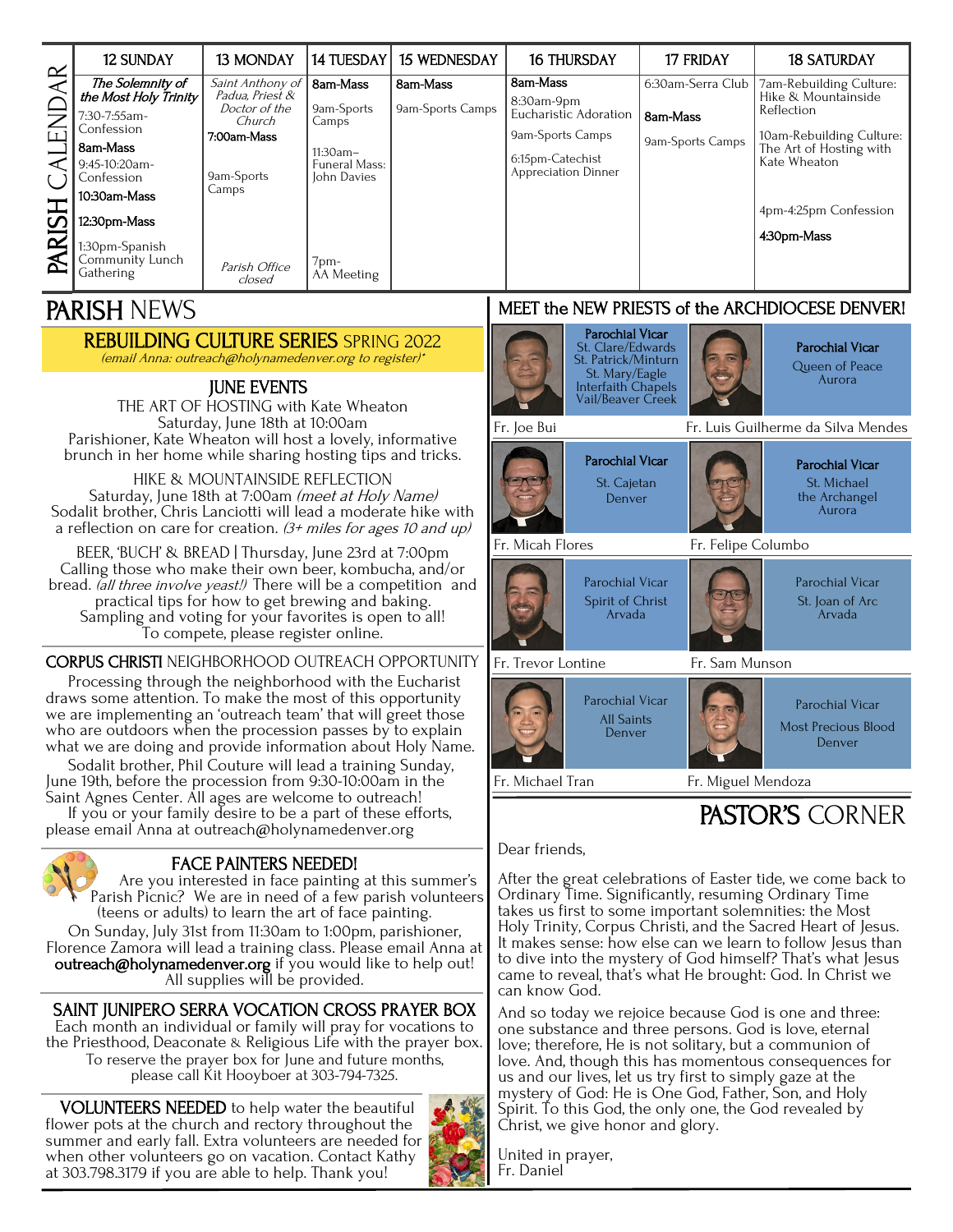# PARISH CALENDAR

| 12 SUNDAY | 13 MONDAY | 14 TUESDAY | 15 WEDNESDAY | 16 THURSDAY | 17 FRIDAY | 18 SATURDAY |
|---|---|---|---|---|---|---|
| *The Solemnity of the Most Holy Trinity*<br>7:30-7:55am-Confession<br>**8am-Mass**<br>9:45-10:20am-Confession<br>**10:30am-Mass**<br>**12:30pm-Mass**<br>1:30pm-Spanish Community Lunch Gathering | *Saint Anthony of Padua, Priest & Doctor of the Church*<br>**7:00am-Mass**<br>9am-Sports Camps<br>*Parish Office closed* | **8am-Mass**<br>9am-Sports Camps<br>11:30am– Funeral Mass: John Davies<br>7pm- AA Meeting | **8am-Mass**<br>9am-Sports Camps | **8am-Mass**<br>8:30am-9pm Eucharistic Adoration<br>9am-Sports Camps<br>6:15pm-Catechist Appreciation Dinner | 6:30am-Serra Club<br>**8am-Mass**<br>9am-Sports Camps | 7am-Rebuilding Culture: Hike & Mountainside Reflection<br>10am-Rebuilding Culture: The Art of Hosting with Kate Wheaton<br>4pm-4:25pm Confession<br>**4:30pm-Mass** |

# PARISH NEWS

## REBUILDING CULTURE SERIES SPRING 2022

*(email Anna: outreach@holynamedenver.org to register)**

### JUNE EVENTS

THE ART OF HOSTING with Kate Wheaton
Saturday, June 18th at 10:00am
Parishioner, Kate Wheaton will host a lovely, informative brunch in her home while sharing hosting tips and tricks.

HIKE & MOUNTAINSIDE REFLECTION
Saturday, June 18th at 7:00am *(meet at Holy Name)*
Sodalit brother, Chris Lanciotti will lead a moderate hike with a reflection on care for creation. *(3+ miles for ages 10 and up)*

BEER, 'BUCH' & BREAD | Thursday, June 23rd at 7:00pm
Calling those who make their own beer, kombucha, and/or bread. *(all three involve yeast!)* There will be a competition and practical tips for how to get brewing and baking. Sampling and voting for your favorites is open to all! To compete, please register online.

## CORPUS CHRISTI NEIGHBORHOOD OUTREACH OPPORTUNITY

Processing through the neighborhood with the Eucharist draws some attention. To make the most of this opportunity we are implementing an 'outreach team' that will greet those who are outdoors when the procession passes by to explain what we are doing and provide information about Holy Name.

Sodalit brother, Phil Couture will lead a training Sunday, June 19th, before the procession from 9:30-10:00am in the Saint Agnes Center. All ages are welcome to outreach!

If you or your family desire to be a part of these efforts, please email Anna at outreach@holynamedenver.org

## FACE PAINTERS NEEDED!

Are you interested in face painting at this summer's Parish Picnic? We are in need of a few parish volunteers (teens or adults) to learn the art of face painting.

On Sunday, July 31st from 11:30am to 1:00pm, parishioner, Florence Zamora will lead a training class. Please email Anna at **outreach@holynamedenver.org** if you would like to help out! All supplies will be provided.

## SAINT JUNIPERO SERRA VOCATION CROSS PRAYER BOX

Each month an individual or family will pray for vocations to the Priesthood, Deaconate & Religious Life with the prayer box. To reserve the prayer box for June and future months, please call Kit Hooyboer at 303-794-7325.

**VOLUNTEERS NEEDED** to help water the beautiful flower pots at the church and rectory throughout the summer and early fall. Extra volunteers are needed for when other volunteers go on vacation. Contact Kathy at 303.798.3179 if you are able to help. Thank you!

# MEET the NEW PRIESTS of the ARCHDIOCESE DENVER!

Fr. Joe Bui — Parochial Vicar, St. Clare/Edwards, St. Patrick/Minturn, St. Mary/Eagle, Interfaith Chapels Vail/Beaver Creek

Fr. Luis Guilherme da Silva Mendes — Parochial Vicar, Queen of Peace, Aurora

Fr. Micah Flores — Parochial Vicar, St. Cajetan, Denver

Fr. Felipe Columbo — Parochial Vicar, St. Michael the Archangel, Aurora

Fr. Trevor Lontine — Parochial Vicar, Spirit of Christ, Arvada

Fr. Sam Munson — Parochial Vicar, St. Joan of Arc, Arvada

Fr. Michael Tran — Parochial Vicar, All Saints, Denver

Fr. Miguel Mendoza — Parochial Vicar, Most Precious Blood, Denver

# PASTOR'S CORNER

Dear friends,

After the great celebrations of Easter tide, we come back to Ordinary Time. Significantly, resuming Ordinary Time takes us first to some important solemnities: the Most Holy Trinity, Corpus Christi, and the Sacred Heart of Jesus. It makes sense: how else can we learn to follow Jesus than to dive into the mystery of God himself? That's what Jesus came to reveal, that's what He brought: God. In Christ we can know God.

And so today we rejoice because God is one and three: one substance and three persons. God is love, eternal love; therefore, He is not solitary, but a communion of love. And, though this has momentous consequences for us and our lives, let us try first to simply gaze at the mystery of God: He is One God, Father, Son, and Holy Spirit. To this God, the only one, the God revealed by Christ, we give honor and glory.

United in prayer,
Fr. Daniel